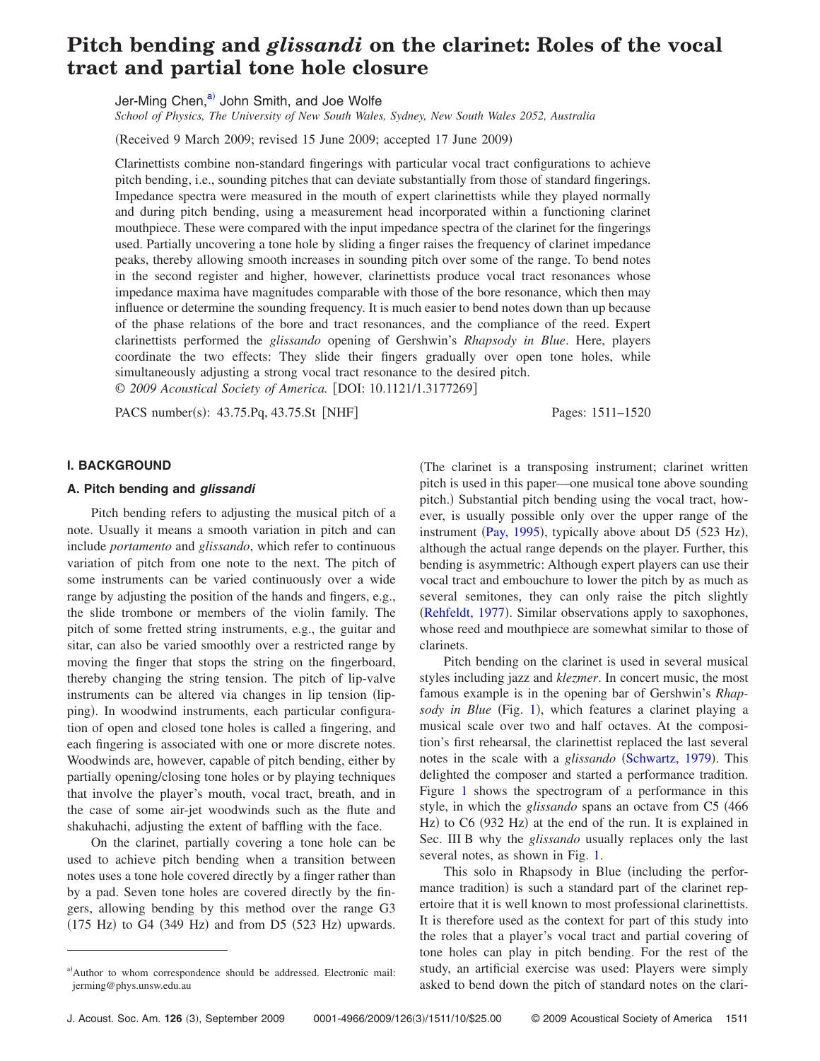# Pitch bending and *glissandi* on the clarinet: Roles of the vocal tract and partial tone hole closure

Jer-Ming Chen,[a] John Smith, and Joe Wolfe

*School of Physics, The University of New South Wales, Sydney, New South Wales 2052, Australia*

(Received 9 March 2009; revised 15 June 2009; accepted 17 June 2009)

Clarinettists combine non-standard fingerings with particular vocal tract configurations to achieve pitch bending, i.e., sounding pitches that can deviate substantially from those of standard fingerings. Impedance spectra were measured in the mouth of expert clarinettists while they played normally and during pitch bending, using a measurement head incorporated within a functioning clarinet mouthpiece. These were compared with the input impedance spectra of the clarinet for the fingerings used. Partially uncovering a tone hole by sliding a finger raises the frequency of clarinet impedance peaks, thereby allowing smooth increases in sounding pitch over some of the range. To bend notes in the second register and higher, however, clarinettists produce vocal tract resonances whose impedance maxima have magnitudes comparable with those of the bore resonance, which then may influence or determine the sounding frequency. It is much easier to bend notes down than up because of the phase relations of the bore and tract resonances, and the compliance of the reed. Expert clarinettists performed the *glissando* opening of Gershwin's *Rhapsody in Blue*. Here, players coordinate the two effects: They slide their fingers gradually over open tone holes, while simultaneously adjusting a strong vocal tract resonance to the desired pitch.

*© 2009 Acoustical Society of America.* [DOI: 10.1121/1.3177269]

PACS number(s): 43.75.Pq, 43.75.St [NHF] Pages: 1511–1520

## I. BACKGROUND

### A. Pitch bending and *glissandi*

Pitch bending refers to adjusting the musical pitch of a note. Usually it means a smooth variation in pitch and can include *portamento* and *glissando*, which refer to continuous variation of pitch from one note to the next. The pitch of some instruments can be varied continuously over a wide range by adjusting the position of the hands and fingers, e.g., the slide trombone or members of the violin family. The pitch of some fretted string instruments, e.g., the guitar and sitar, can also be varied smoothly over a restricted range by moving the finger that stops the string on the fingerboard, thereby changing the string tension. The pitch of lip-valve instruments can be altered via changes in lip tension (lipping). In woodwind instruments, each particular configuration of open and closed tone holes is called a fingering, and each fingering is associated with one or more discrete notes. Woodwinds are, however, capable of pitch bending, either by partially opening/closing tone holes or by playing techniques that involve the player's mouth, vocal tract, breath, and in the case of some air-jet woodwinds such as the flute and shakuhachi, adjusting the extent of baffling with the face.

On the clarinet, partially covering a tone hole can be used to achieve pitch bending when a transition between notes uses a tone hole covered directly by a finger rather than by a pad. Seven tone holes are covered directly by the fingers, allowing bending by this method over the range G3 (175 Hz) to G4 (349 Hz) and from D5 (523 Hz) upwards. (The clarinet is a transposing instrument; clarinet written pitch is used in this paper—one musical tone above sounding pitch.) Substantial pitch bending using the vocal tract, however, is usually possible only over the upper range of the instrument (Pay, 1995), typically above about D5 (523 Hz), although the actual range depends on the player. Further, this bending is asymmetric: Although expert players can use their vocal tract and embouchure to lower the pitch by as much as several semitones, they can only raise the pitch slightly (Rehfeldt, 1977). Similar observations apply to saxophones, whose reed and mouthpiece are somewhat similar to those of clarinets.

Pitch bending on the clarinet is used in several musical styles including jazz and *klezmer*. In concert music, the most famous example is in the opening bar of Gershwin's *Rhapsody in Blue* (Fig. 1), which features a clarinet playing a musical scale over two and half octaves. At the composition's first rehearsal, the clarinettist replaced the last several notes in the scale with a *glissando* (Schwartz, 1979). This delighted the composer and started a performance tradition. Figure 1 shows the spectrogram of a performance in this style, in which the *glissando* spans an octave from C5 (466 Hz) to C6 (932 Hz) at the end of the run. It is explained in Sec. III B why the *glissando* usually replaces only the last several notes, as shown in Fig. 1.

This solo in Rhapsody in Blue (including the performance tradition) is such a standard part of the clarinet repertoire that it is well known to most professional clarinettists. It is therefore used as the context for part of this study into the roles that a player's vocal tract and partial covering of tone holes can play in pitch bending. For the rest of the study, an artificial exercise was used: Players were simply asked to bend down the pitch of standard notes on the clari-

[a] Author to whom correspondence should be addressed. Electronic mail: jerming@phys.unsw.edu.au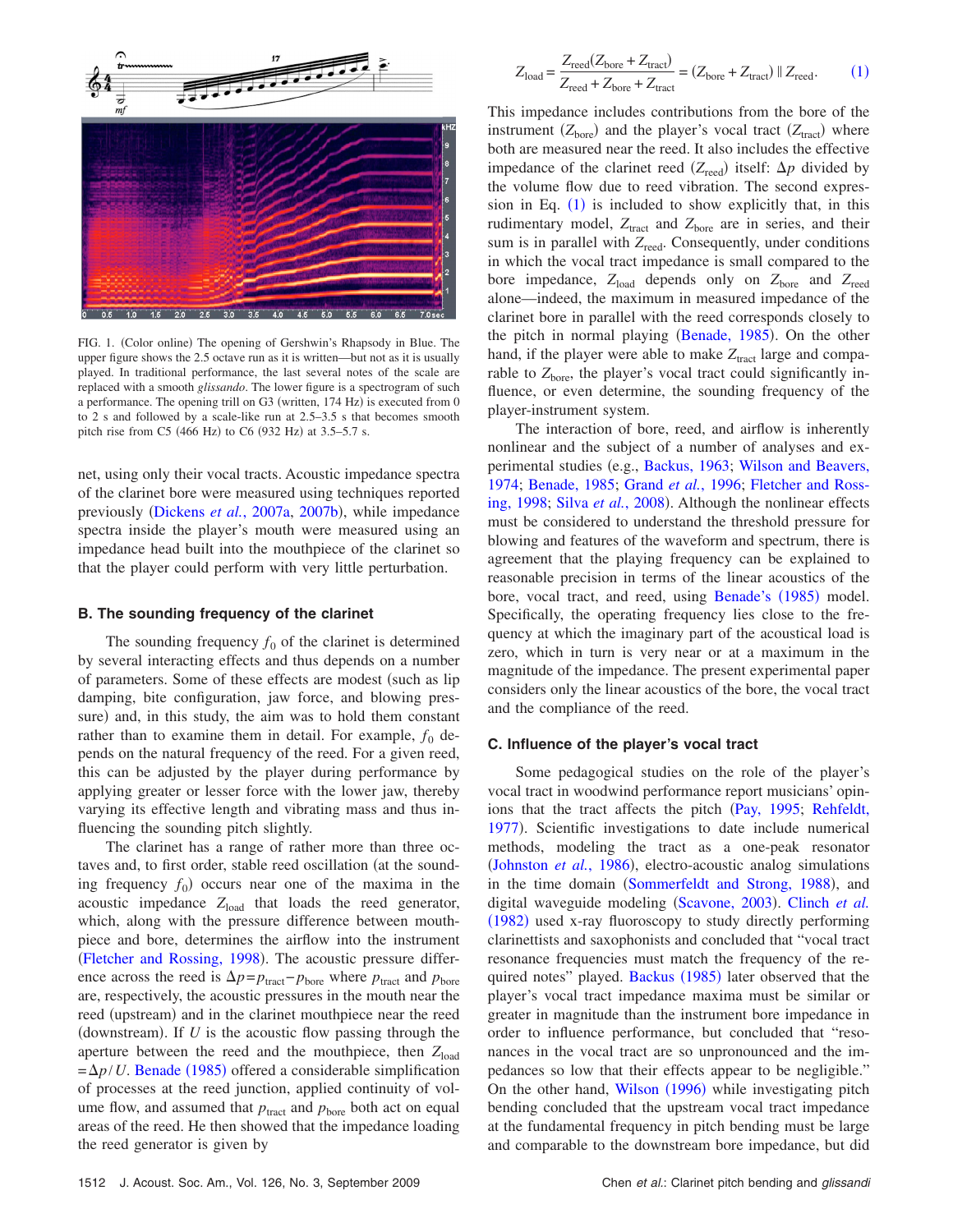FIG. 1. (Color online) The opening of Gershwin's Rhapsody in Blue. The upper figure shows the 2.5 octave run as it is written—but not as it is usually played. In traditional performance, the last several notes of the scale are replaced with a smooth *glissando*. The lower figure is a spectrogram of such a performance. The opening trill on G3 (written, 174 Hz) is executed from 0 to 2 s and followed by a scale-like run at 2.5–3.5 s that becomes smooth pitch rise from C5 (466 Hz) to C6 (932 Hz) at 3.5–5.7 s.

net, using only their vocal tracts. Acoustic impedance spectra of the clarinet bore were measured using techniques reported previously (Dickens *et al.*, 2007a, 2007b), while impedance spectra inside the player's mouth were measured using an impedance head built into the mouthpiece of the clarinet so that the player could perform with very little perturbation.

### B. The sounding frequency of the clarinet

The sounding frequency $f_0$ of the clarinet is determined by several interacting effects and thus depends on a number of parameters. Some of these effects are modest (such as lip damping, bite configuration, jaw force, and blowing pressure) and, in this study, the aim was to hold them constant rather than to examine them in detail. For example, $f_0$ depends on the natural frequency of the reed. For a given reed, this can be adjusted by the player during performance by applying greater or lesser force with the lower jaw, thereby varying its effective length and vibrating mass and thus influencing the sounding pitch slightly.

The clarinet has a range of rather more than three octaves and, to first order, stable reed oscillation (at the sounding frequency $f_0$) occurs near one of the maxima in the acoustic impedance $Z_{\text{load}}$ that loads the reed generator, which, along with the pressure difference between mouthpiece and bore, determines the airflow into the instrument (Fletcher and Rossing, 1998). The acoustic pressure difference across the reed is $\Delta p = p_{\text{tract}} - p_{\text{bore}}$ where $p_{\text{tract}}$ and $p_{\text{bore}}$ are, respectively, the acoustic pressures in the mouth near the reed (upstream) and in the clarinet mouthpiece near the reed (downstream). If $U$ is the acoustic flow passing through the aperture between the reed and the mouthpiece, then $Z_{\text{load}} = \Delta p / U$. Benade (1985) offered a considerable simplification of processes at the reed junction, applied continuity of volume flow, and assumed that $p_{\text{tract}}$ and $p_{\text{bore}}$ both act on equal areas of the reed. He then showed that the impedance loading the reed generator is given by

$$Z_{\text{load}} = \frac{Z_{\text{reed}}(Z_{\text{bore}} + Z_{\text{tract}})}{Z_{\text{reed}} + Z_{\text{bore}} + Z_{\text{tract}}} = (Z_{\text{bore}} + Z_{\text{tract}}) \parallel Z_{\text{reed}}. \quad (1)$$

This impedance includes contributions from the bore of the instrument ($Z_{\text{bore}}$) and the player's vocal tract ($Z_{\text{tract}}$) where both are measured near the reed. It also includes the effective impedance of the clarinet reed ($Z_{\text{reed}}$) itself: $\Delta p$ divided by the volume flow due to reed vibration. The second expression in Eq. (1) is included to show explicitly that, in this rudimentary model, $Z_{\text{tract}}$ and $Z_{\text{bore}}$ are in series, and their sum is in parallel with $Z_{\text{reed}}$. Consequently, under conditions in which the vocal tract impedance is small compared to the bore impedance, $Z_{\text{load}}$ depends only on $Z_{\text{bore}}$ and $Z_{\text{reed}}$ alone—indeed, the maximum in measured impedance of the clarinet bore in parallel with the reed corresponds closely to the pitch in normal playing (Benade, 1985). On the other hand, if the player were able to make $Z_{\text{tract}}$ large and comparable to $Z_{\text{bore}}$, the player's vocal tract could significantly influence, or even determine, the sounding frequency of the player-instrument system.

The interaction of bore, reed, and airflow is inherently nonlinear and the subject of a number of analyses and experimental studies (e.g., Backus, 1963; Wilson and Beavers, 1974; Benade, 1985; Grand *et al.*, 1996; Fletcher and Rossing, 1998; Silva *et al.*, 2008). Although the nonlinear effects must be considered to understand the threshold pressure for blowing and features of the waveform and spectrum, there is agreement that the playing frequency can be explained to reasonable precision in terms of the linear acoustics of the bore, vocal tract, and reed, using Benade's (1985) model. Specifically, the operating frequency lies close to the frequency at which the imaginary part of the acoustical load is zero, which in turn is very near or at a maximum in the magnitude of the impedance. The present experimental paper considers only the linear acoustics of the bore, the vocal tract and the compliance of the reed.

### C. Influence of the player's vocal tract

Some pedagogical studies on the role of the player's vocal tract in woodwind performance report musicians' opinions that the tract affects the pitch (Pay, 1995; Rehfeldt, 1977). Scientific investigations to date include numerical methods, modeling the tract as a one-peak resonator (Johnston *et al.*, 1986), electro-acoustic analog simulations in the time domain (Sommerfeldt and Strong, 1988), and digital waveguide modeling (Scavone, 2003). Clinch *et al.* (1982) used x-ray fluoroscopy to study directly performing clarinettists and saxophonists and concluded that "vocal tract resonance frequencies must match the frequency of the required notes" played. Backus (1985) later observed that the player's vocal tract impedance maxima must be similar or greater in magnitude than the instrument bore impedance in order to influence performance, but concluded that "resonances in the vocal tract are so unpronounced and the impedances so low that their effects appear to be negligible." On the other hand, Wilson (1996) while investigating pitch bending concluded that the upstream vocal tract impedance at the fundamental frequency in pitch bending must be large and comparable to the downstream bore impedance, but did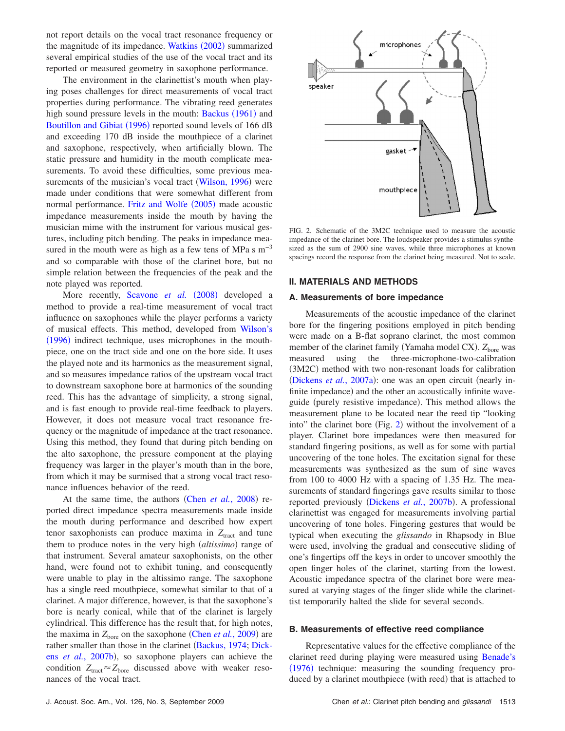not report details on the vocal tract resonance frequency or the magnitude of its impedance. Watkins (2002) summarized several empirical studies of the use of the vocal tract and its reported or measured geometry in saxophone performance.

The environment in the clarinettist's mouth when playing poses challenges for direct measurements of vocal tract properties during performance. The vibrating reed generates high sound pressure levels in the mouth: Backus (1961) and Boutillon and Gibiat (1996) reported sound levels of 166 dB and exceeding 170 dB inside the mouthpiece of a clarinet and saxophone, respectively, when artificially blown. The static pressure and humidity in the mouth complicate measurements. To avoid these difficulties, some previous measurements of the musician's vocal tract (Wilson, 1996) were made under conditions that were somewhat different from normal performance. Fritz and Wolfe (2005) made acoustic impedance measurements inside the mouth by having the musician mime with the instrument for various musical gestures, including pitch bending. The peaks in impedance measured in the mouth were as high as a few tens of MPa s $m^{-3}$ and so comparable with those of the clarinet bore, but no simple relation between the frequencies of the peak and the note played was reported.

More recently, Scavone *et al.* (2008) developed a method to provide a real-time measurement of vocal tract influence on saxophones while the player performs a variety of musical effects. This method, developed from Wilson's (1996) indirect technique, uses microphones in the mouthpiece, one on the tract side and one on the bore side. It uses the played note and its harmonics as the measurement signal, and so measures impedance ratios of the upstream vocal tract to downstream saxophone bore at harmonics of the sounding reed. This has the advantage of simplicity, a strong signal, and is fast enough to provide real-time feedback to players. However, it does not measure vocal tract resonance frequency or the magnitude of impedance at the tract resonance. Using this method, they found that during pitch bending on the alto saxophone, the pressure component at the playing frequency was larger in the player's mouth than in the bore, from which it may be surmised that a strong vocal tract resonance influences behavior of the reed.

At the same time, the authors (Chen *et al.*, 2008) reported direct impedance spectra measurements made inside the mouth during performance and described how expert tenor saxophonists can produce maxima in $Z_{\text{tract}}$ and tune them to produce notes in the very high (*altissimo*) range of that instrument. Several amateur saxophonists, on the other hand, were found not to exhibit tuning, and consequently were unable to play in the altissimo range. The saxophone has a single reed mouthpiece, somewhat similar to that of a clarinet. A major difference, however, is that the saxophone's bore is nearly conical, while that of the clarinet is largely cylindrical. This difference has the result that, for high notes, the maxima in $Z_{\text{bore}}$ on the saxophone (Chen *et al.*, 2009) are rather smaller than those in the clarinet (Backus, 1974; Dickens *et al.*, 2007b), so saxophone players can achieve the condition $Z_{\text{tract}} \approx Z_{\text{bore}}$ discussed above with weaker resonances of the vocal tract.

FIG. 2. Schematic of the 3M2C technique used to measure the acoustic impedance of the clarinet bore. The loudspeaker provides a stimulus synthesized as the sum of 2900 sine waves, while three microphones at known spacings record the response from the clarinet being measured. Not to scale.

## II. MATERIALS AND METHODS

### A. Measurements of bore impedance

Measurements of the acoustic impedance of the clarinet bore for the fingering positions employed in pitch bending were made on a B-flat soprano clarinet, the most common member of the clarinet family (Yamaha model CX). $Z_{\text{bore}}$ was measured using the three-microphone-two-calibration (3M2C) method with two non-resonant loads for calibration (Dickens *et al.*, 2007a): one was an open circuit (nearly infinite impedance) and the other an acoustically infinite waveguide (purely resistive impedance). This method allows the measurement plane to be located near the reed tip "looking into" the clarinet bore (Fig. 2) without the involvement of a player. Clarinet bore impedances were then measured for standard fingering positions, as well as for some with partial uncovering of the tone holes. The excitation signal for these measurements was synthesized as the sum of sine waves from 100 to 4000 Hz with a spacing of 1.35 Hz. The measurements of standard fingerings gave results similar to those reported previously (Dickens *et al.*, 2007b). A professional clarinettist was engaged for measurements involving partial uncovering of tone holes. Fingering gestures that would be typical when executing the *glissando* in Rhapsody in Blue were used, involving the gradual and consecutive sliding of one's fingertips off the keys in order to uncover smoothly the open finger holes of the clarinet, starting from the lowest. Acoustic impedance spectra of the clarinet bore were measured at varying stages of the finger slide while the clarinettist temporarily halted the slide for several seconds.

### B. Measurements of effective reed compliance

Representative values for the effective compliance of the clarinet reed during playing were measured using Benade's (1976) technique: measuring the sounding frequency produced by a clarinet mouthpiece (with reed) that is attached to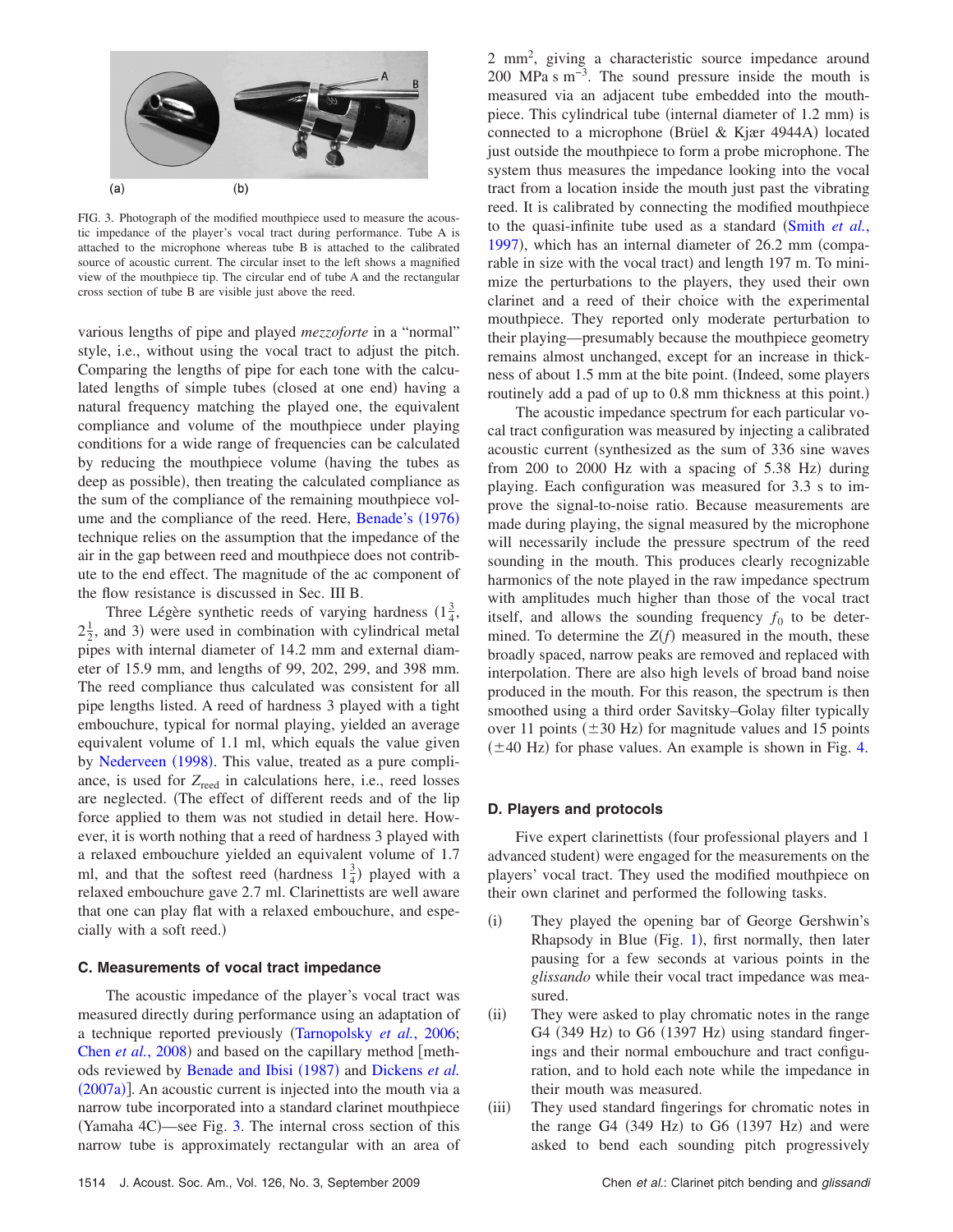FIG. 3. Photograph of the modified mouthpiece used to measure the acoustic impedance of the player's vocal tract during performance. Tube A is attached to the microphone whereas tube B is attached to the calibrated source of acoustic current. The circular inset to the left shows a magnified view of the mouthpiece tip. The circular end of tube A and the rectangular cross section of tube B are visible just above the reed.

various lengths of pipe and played *mezzoforte* in a "normal" style, i.e., without using the vocal tract to adjust the pitch. Comparing the lengths of pipe for each tone with the calculated lengths of simple tubes (closed at one end) having a natural frequency matching the played one, the equivalent compliance and volume of the mouthpiece under playing conditions for a wide range of frequencies can be calculated by reducing the mouthpiece volume (having the tubes as deep as possible), then treating the calculated compliance as the sum of the compliance of the remaining mouthpiece volume and the compliance of the reed. Here, Benade's (1976) technique relies on the assumption that the impedance of the air in the gap between reed and mouthpiece does not contribute to the end effect. The magnitude of the ac component of the flow resistance is discussed in Sec. III B.

Three Légère synthetic reeds of varying hardness ($1\frac{3}{4}$, $2\frac{1}{2}$, and 3) were used in combination with cylindrical metal pipes with internal diameter of 14.2 mm and external diameter of 15.9 mm, and lengths of 99, 202, 299, and 398 mm. The reed compliance thus calculated was consistent for all pipe lengths listed. A reed of hardness 3 played with a tight embouchure, typical for normal playing, yielded an average equivalent volume of 1.1 ml, which equals the value given by Nederveen (1998). This value, treated as a pure compliance, is used for $Z_{reed}$ in calculations here, i.e., reed losses are neglected. (The effect of different reeds and of the lip force applied to them was not studied in detail here. However, it is worth nothing that a reed of hardness 3 played with a relaxed embouchure yielded an equivalent volume of 1.7 ml, and that the softest reed (hardness $1\frac{3}{4}$) played with a relaxed embouchure gave 2.7 ml. Clarinettists are well aware that one can play flat with a relaxed embouchure, and especially with a soft reed.)

### C. Measurements of vocal tract impedance

The acoustic impedance of the player's vocal tract was measured directly during performance using an adaptation of a technique reported previously (Tarnopolsky *et al.*, 2006; Chen *et al.*, 2008) and based on the capillary method [methods reviewed by Benade and Ibisi (1987) and Dickens *et al.* (2007a)]. An acoustic current is injected into the mouth via a narrow tube incorporated into a standard clarinet mouthpiece (Yamaha 4C)—see Fig. 3. The internal cross section of this narrow tube is approximately rectangular with an area of 2 $mm^2$, giving a characteristic source impedance around 200 MPa s $m^{-3}$. The sound pressure inside the mouth is measured via an adjacent tube embedded into the mouthpiece. This cylindrical tube (internal diameter of 1.2 mm) is connected to a microphone (Brüel & Kjær 4944A) located just outside the mouthpiece to form a probe microphone. The system thus measures the impedance looking into the vocal tract from a location inside the mouth just past the vibrating reed. It is calibrated by connecting the modified mouthpiece to the quasi-infinite tube used as a standard (Smith *et al.*, 1997), which has an internal diameter of 26.2 mm (comparable in size with the vocal tract) and length 197 m. To minimize the perturbations to the players, they used their own clarinet and a reed of their choice with the experimental mouthpiece. They reported only moderate perturbation to their playing—presumably because the mouthpiece geometry remains almost unchanged, except for an increase in thickness of about 1.5 mm at the bite point. (Indeed, some players routinely add a pad of up to 0.8 mm thickness at this point.)

The acoustic impedance spectrum for each particular vocal tract configuration was measured by injecting a calibrated acoustic current (synthesized as the sum of 336 sine waves from 200 to 2000 Hz with a spacing of 5.38 Hz) during playing. Each configuration was measured for 3.3 s to improve the signal-to-noise ratio. Because measurements are made during playing, the signal measured by the microphone will necessarily include the pressure spectrum of the reed sounding in the mouth. This produces clearly recognizable harmonics of the note played in the raw impedance spectrum with amplitudes much higher than those of the vocal tract itself, and allows the sounding frequency $f_0$ to be determined. To determine the $Z(f)$ measured in the mouth, these broadly spaced, narrow peaks are removed and replaced with interpolation. There are also high levels of broad band noise produced in the mouth. For this reason, the spectrum is then smoothed using a third order Savitsky–Golay filter typically over 11 points ($\pm$30 Hz) for magnitude values and 15 points ($\pm$40 Hz) for phase values. An example is shown in Fig. 4.

### D. Players and protocols

Five expert clarinettists (four professional players and 1 advanced student) were engaged for the measurements on the players' vocal tract. They used the modified mouthpiece on their own clarinet and performed the following tasks.

(i) They played the opening bar of George Gershwin's Rhapsody in Blue (Fig. 1), first normally, then later pausing for a few seconds at various points in the *glissando* while their vocal tract impedance was measured.

(ii) They were asked to play chromatic notes in the range G4 (349 Hz) to G6 (1397 Hz) using standard fingerings and their normal embouchure and tract configuration, and to hold each note while the impedance in their mouth was measured.

(iii) They used standard fingerings for chromatic notes in the range G4 (349 Hz) to G6 (1397 Hz) and were asked to bend each sounding pitch progressively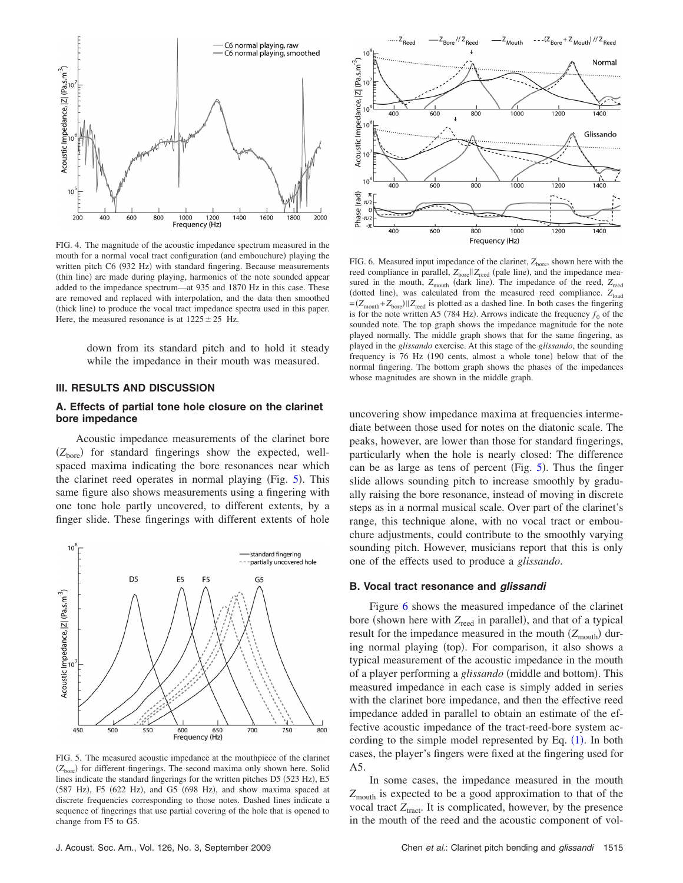FIG. 4. The magnitude of the acoustic impedance spectrum measured in the mouth for a normal vocal tract configuration (and embouchure) playing the written pitch C6 (932 Hz) with standard fingering. Because measurements (thin line) are made during playing, harmonics of the note sounded appear added to the impedance spectrum—at 935 and 1870 Hz in this case. These are removed and replaced with interpolation, and the data then smoothed (thick line) to produce the vocal tract impedance spectra used in this paper. Here, the measured resonance is at $1225 \pm 25$ Hz.

down from its standard pitch and to hold it steady while the impedance in their mouth was measured.

## III. RESULTS AND DISCUSSION

### A. Effects of partial tone hole closure on the clarinet bore impedance

Acoustic impedance measurements of the clarinet bore ($Z_{\mathrm{bore}}$) for standard fingerings show the expected, well-spaced maxima indicating the bore resonances near which the clarinet reed operates in normal playing (Fig. 5). This same figure also shows measurements using a fingering with one tone hole partly uncovered, to different extents, by a finger slide. These fingerings with different extents of hole uncovering show impedance maxima at frequencies intermediate between those used for notes on the diatonic scale. The peaks, however, are lower than those for standard fingerings, particularly when the hole is nearly closed: The difference can be as large as tens of percent (Fig. 5). Thus the finger slide allows sounding pitch to increase smoothly by gradually raising the bore resonance, instead of moving in discrete steps as in a normal musical scale. Over part of the clarinet's range, this technique alone, with no vocal tract or embouchure adjustments, could contribute to the smoothly varying sounding pitch. However, musicians report that this is only one of the effects used to produce a *glissando*.

FIG. 5. The measured acoustic impedance at the mouthpiece of the clarinet ($Z_{\mathrm{bore}}$) for different fingerings. The second maxima only shown here. Solid lines indicate the standard fingerings for the written pitches D5 (523 Hz), E5 (587 Hz), F5 (622 Hz), and G5 (698 Hz), and show maxima spaced at discrete frequencies corresponding to those notes. Dashed lines indicate a sequence of fingerings that use partial covering of the hole that is opened to change from F5 to G5.

FIG. 6. Measured input impedance of the clarinet, $Z_{\mathrm{bore}}$, shown here with the reed compliance in parallel, $Z_{\mathrm{bore}} \| Z_{\mathrm{reed}}$ (pale line), and the impedance measured in the mouth, $Z_{\mathrm{mouth}}$ (dark line). The impedance of the reed, $Z_{\mathrm{reed}}$ (dotted line), was calculated from the measured reed compliance. $Z_{\mathrm{load}} = (Z_{\mathrm{mouth}} + Z_{\mathrm{bore}}) \| Z_{\mathrm{reed}}$ is plotted as a dashed line. In both cases the fingering is for the note written A5 (784 Hz). Arrows indicate the frequency $f_0$ of the sounded note. The top graph shows the impedance magnitude for the note played normally. The middle graph shows that for the same fingering, as played in the *glissando* exercise. At this stage of the *glissando*, the sounding frequency is 76 Hz (190 cents, almost a whole tone) below that of the normal fingering. The bottom graph shows the phases of the impedances whose magnitudes are shown in the middle graph.

### B. Vocal tract resonance and *glissandi*

Figure 6 shows the measured impedance of the clarinet bore (shown here with $Z_{\mathrm{reed}}$ in parallel), and that of a typical result for the impedance measured in the mouth ($Z_{\mathrm{mouth}}$) during normal playing (top). For comparison, it also shows a typical measurement of the acoustic impedance in the mouth of a player performing a *glissando* (middle and bottom). This measured impedance in each case is simply added in series with the clarinet bore impedance, and then the effective reed impedance added in parallel to obtain an estimate of the effective acoustic impedance of the tract-reed-bore system according to the simple model represented by Eq. (1). In both cases, the player's fingers were fixed at the fingering used for A5.

In some cases, the impedance measured in the mouth $Z_{\mathrm{mouth}}$ is expected to be a good approximation to that of the vocal tract $Z_{\mathrm{tract}}$. It is complicated, however, by the presence in the mouth of the reed and the acoustic component of vol-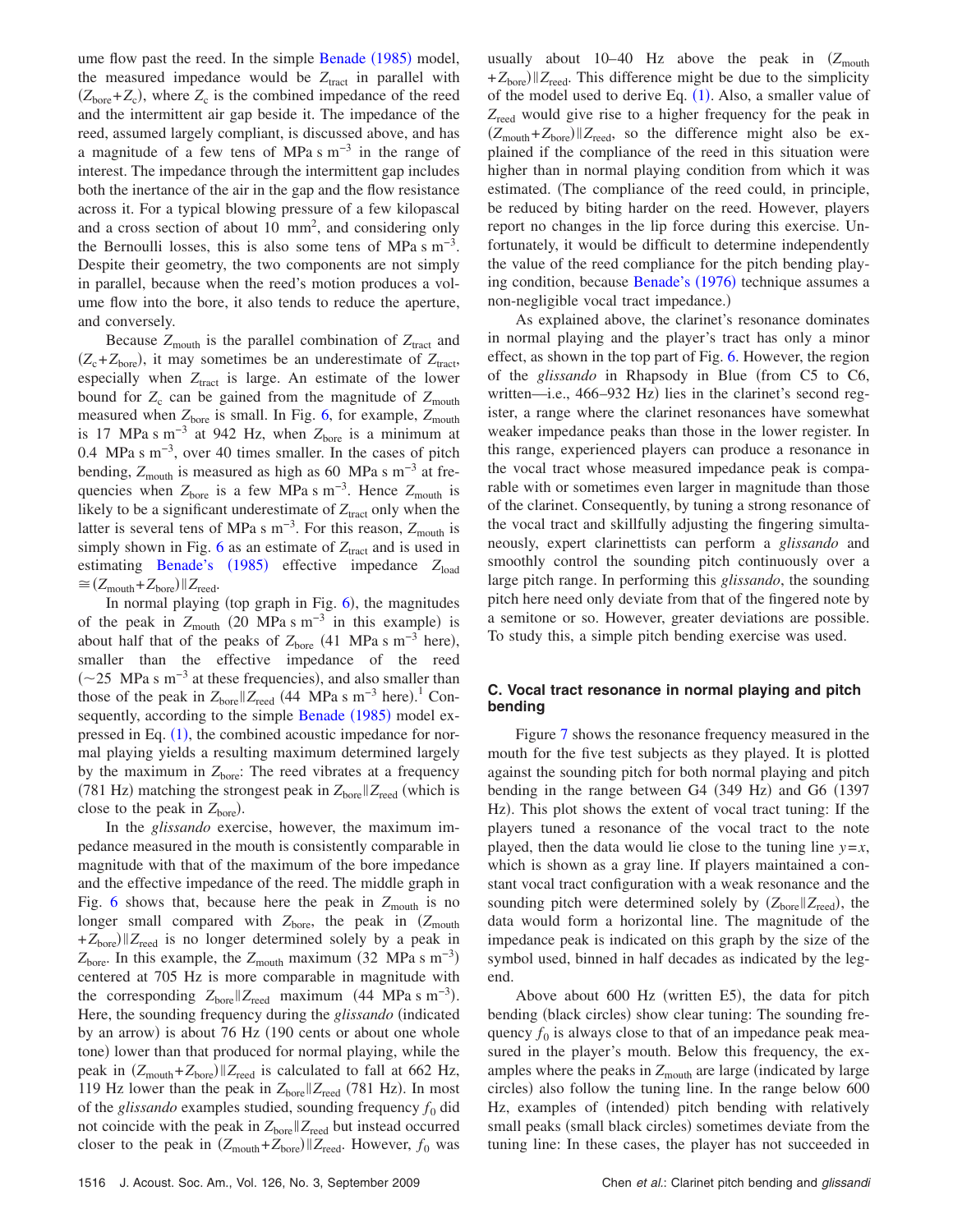ume flow past the reed. In the simple Benade (1985) model, the measured impedance would be $Z_{tract}$ in parallel with $(Z_{bore}+Z_c)$, where $Z_c$ is the combined impedance of the reed and the intermittent air gap beside it. The impedance of the reed, assumed largely compliant, is discussed above, and has a magnitude of a few tens of MPa s m$^{-3}$ in the range of interest. The impedance through the intermittent gap includes both the inertance of the air in the gap and the flow resistance across it. For a typical blowing pressure of a few kilopascal and a cross section of about 10 mm$^2$, and considering only the Bernoulli losses, this is also some tens of MPa s m$^{-3}$. Despite their geometry, the two components are not simply in parallel, because when the reed's motion produces a volume flow into the bore, it also tends to reduce the aperture, and conversely.

Because $Z_{mouth}$ is the parallel combination of $Z_{tract}$ and $(Z_c+Z_{bore})$, it may sometimes be an underestimate of $Z_{tract}$, especially when $Z_{tract}$ is large. An estimate of the lower bound for $Z_c$ can be gained from the magnitude of $Z_{mouth}$ measured when $Z_{bore}$ is small. In Fig. 6, for example, $Z_{mouth}$ is 17 MPa s m$^{-3}$ at 942 Hz, when $Z_{bore}$ is a minimum at 0.4 MPa s m$^{-3}$, over 40 times smaller. In the cases of pitch bending, $Z_{mouth}$ is measured as high as 60 MPa s m$^{-3}$ at frequencies when $Z_{bore}$ is a few MPa s m$^{-3}$. Hence $Z_{mouth}$ is likely to be a significant underestimate of $Z_{tract}$ only when the latter is several tens of MPa s m$^{-3}$. For this reason, $Z_{mouth}$ is simply shown in Fig. 6 as an estimate of $Z_{tract}$ and is used in estimating Benade's (1985) effective impedance $Z_{load} \cong (Z_{mouth}+Z_{bore}) \| Z_{reed}$.

In normal playing (top graph in Fig. 6), the magnitudes of the peak in $Z_{mouth}$ (20 MPa s m$^{-3}$ in this example) is about half that of the peaks of $Z_{bore}$ (41 MPa s m$^{-3}$ here), smaller than the effective impedance of the reed (~25 MPa s m$^{-3}$ at these frequencies), and also smaller than those of the peak in $Z_{bore} \| Z_{reed}$ (44 MPa s m$^{-3}$ here).[1] Consequently, according to the simple Benade (1985) model expressed in Eq. (1), the combined acoustic impedance for normal playing yields a resulting maximum determined largely by the maximum in $Z_{bore}$: The reed vibrates at a frequency (781 Hz) matching the strongest peak in $Z_{bore} \| Z_{reed}$ (which is close to the peak in $Z_{bore}$).

In the *glissando* exercise, however, the maximum impedance measured in the mouth is consistently comparable in magnitude with that of the maximum of the bore impedance and the effective impedance of the reed. The middle graph in Fig. 6 shows that, because here the peak in $Z_{mouth}$ is no longer small compared with $Z_{bore}$, the peak in $(Z_{mouth}+Z_{bore}) \| Z_{reed}$ is no longer determined solely by a peak in $Z_{bore}$. In this example, the $Z_{mouth}$ maximum (32 MPa s m$^{-3}$) centered at 705 Hz is more comparable in magnitude with the corresponding $Z_{bore} \| Z_{reed}$ maximum (44 MPa s m$^{-3}$). Here, the sounding frequency during the *glissando* (indicated by an arrow) is about 76 Hz (190 cents or about one whole tone) lower than that produced for normal playing, while the peak in $(Z_{mouth}+Z_{bore}) \| Z_{reed}$ is calculated to fall at 662 Hz, 119 Hz lower than the peak in $Z_{bore} \| Z_{reed}$ (781 Hz). In most of the *glissando* examples studied, sounding frequency $f_0$ did not coincide with the peak in $Z_{bore} \| Z_{reed}$ but instead occurred closer to the peak in $(Z_{mouth}+Z_{bore}) \| Z_{reed}$. However, $f_0$ was usually about 10–40 Hz above the peak in $(Z_{mouth}+Z_{bore}) \| Z_{reed}$. This difference might be due to the simplicity of the model used to derive Eq. (1). Also, a smaller value of $Z_{reed}$ would give rise to a higher frequency for the peak in $(Z_{mouth}+Z_{bore}) \| Z_{reed}$, so the difference might also be explained if the compliance of the reed in this situation were higher than in normal playing condition from which it was estimated. (The compliance of the reed could, in principle, be reduced by biting harder on the reed. However, players report no changes in the lip force during this exercise. Unfortunately, it would be difficult to determine independently the value of the reed compliance for the pitch bending playing condition, because Benade's (1976) technique assumes a non-negligible vocal tract impedance.)

As explained above, the clarinet's resonance dominates in normal playing and the player's tract has only a minor effect, as shown in the top part of Fig. 6. However, the region of the *glissando* in Rhapsody in Blue (from C5 to C6, written—i.e., 466–932 Hz) lies in the clarinet's second register, a range where the clarinet resonances have somewhat weaker impedance peaks than those in the lower register. In this range, experienced players can produce a resonance in the vocal tract whose measured impedance peak is comparable with or sometimes even larger in magnitude than those of the clarinet. Consequently, by tuning a strong resonance of the vocal tract and skillfully adjusting the fingering simultaneously, expert clarinettists can perform a *glissando* and smoothly control the sounding pitch continuously over a large pitch range. In performing this *glissando*, the sounding pitch here need only deviate from that of the fingered note by a semitone or so. However, greater deviations are possible. To study this, a simple pitch bending exercise was used.

### C. Vocal tract resonance in normal playing and pitch bending

Figure 7 shows the resonance frequency measured in the mouth for the five test subjects as they played. It is plotted against the sounding pitch for both normal playing and pitch bending in the range between G4 (349 Hz) and G6 (1397 Hz). This plot shows the extent of vocal tract tuning: If the players tuned a resonance of the vocal tract to the note played, then the data would lie close to the tuning line $y=x$, which is shown as a gray line. If players maintained a constant vocal tract configuration with a weak resonance and the sounding pitch were determined solely by $(Z_{bore} \| Z_{reed})$, the data would form a horizontal line. The magnitude of the impedance peak is indicated on this graph by the size of the symbol used, binned in half decades as indicated by the legend.

Above about 600 Hz (written E5), the data for pitch bending (black circles) show clear tuning: The sounding frequency $f_0$ is always close to that of an impedance peak measured in the player's mouth. Below this frequency, the examples where the peaks in $Z_{mouth}$ are large (indicated by large circles) also follow the tuning line. In the range below 600 Hz, examples of (intended) pitch bending with relatively small peaks (small black circles) sometimes deviate from the tuning line: In these cases, the player has not succeeded in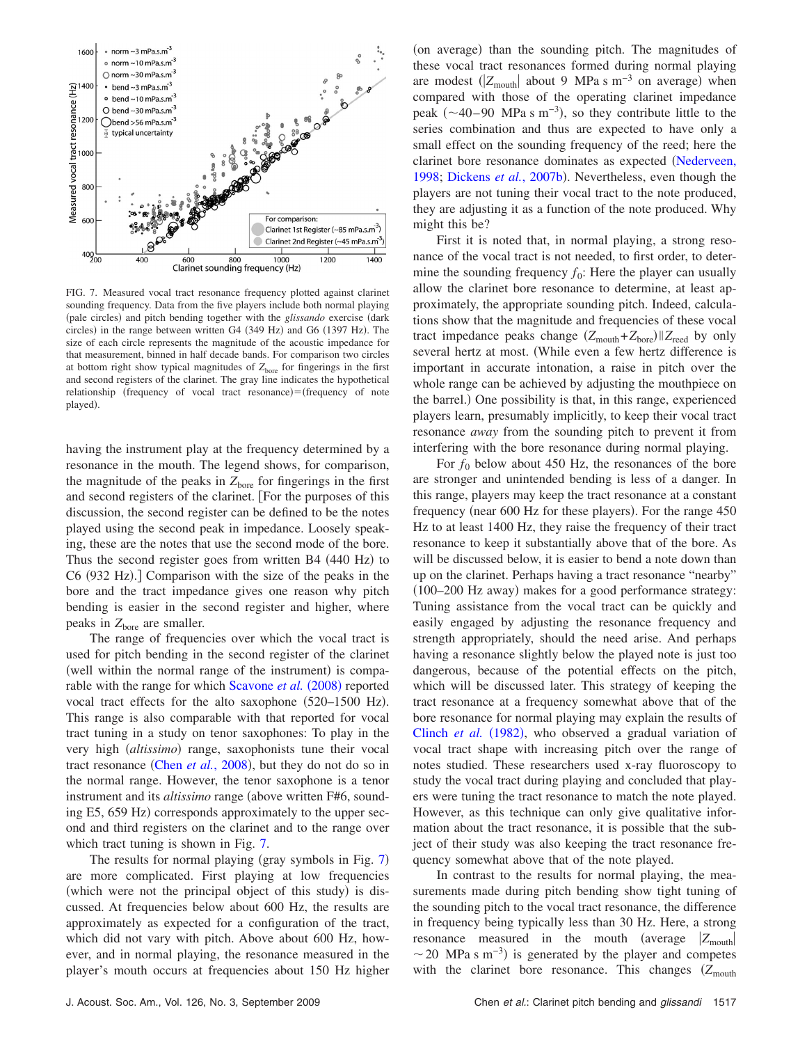FIG. 7. Measured vocal tract resonance frequency plotted against clarinet sounding frequency. Data from the five players include both normal playing (pale circles) and pitch bending together with the *glissando* exercise (dark circles) in the range between written G4 (349 Hz) and G6 (1397 Hz). The size of each circle represents the magnitude of the acoustic impedance for that measurement, binned in half decade bands. For comparison two circles at bottom right show typical magnitudes of $Z_{bore}$ for fingerings in the first and second registers of the clarinet. The gray line indicates the hypothetical relationship (frequency of vocal tract resonance)=(frequency of note played).

having the instrument play at the frequency determined by a resonance in the mouth. The legend shows, for comparison, the magnitude of the peaks in $Z_{bore}$ for fingerings in the first and second registers of the clarinet. [For the purposes of this discussion, the second register can be defined to be the notes played using the second peak in impedance. Loosely speaking, these are the notes that use the second mode of the bore. Thus the second register goes from written B4 (440 Hz) to C6 (932 Hz).] Comparison with the size of the peaks in the bore and the tract impedance gives one reason why pitch bending is easier in the second register and higher, where peaks in $Z_{bore}$ are smaller.

The range of frequencies over which the vocal tract is used for pitch bending in the second register of the clarinet (well within the normal range of the instrument) is comparable with the range for which Scavone *et al.* (2008) reported vocal tract effects for the alto saxophone (520–1500 Hz). This range is also comparable with that reported for vocal tract tuning in a study on tenor saxophones: To play in the very high (*altissimo*) range, saxophonists tune their vocal tract resonance (Chen *et al.*, 2008), but they do not do so in the normal range. However, the tenor saxophone is a tenor instrument and its *altissimo* range (above written F#6, sounding E5, 659 Hz) corresponds approximately to the upper second and third registers on the clarinet and to the range over which tract tuning is shown in Fig. 7.

The results for normal playing (gray symbols in Fig. 7) are more complicated. First playing at low frequencies (which were not the principal object of this study) is discussed. At frequencies below about 600 Hz, the results are approximately as expected for a configuration of the tract, which did not vary with pitch. Above about 600 Hz, however, and in normal playing, the resonance measured in the player's mouth occurs at frequencies about 150 Hz higher (on average) than the sounding pitch. The magnitudes of these vocal tract resonances formed during normal playing are modest ($|Z_{mouth}|$ about 9 MPa s m$^{-3}$ on average) when compared with those of the operating clarinet impedance peak (~40–90 MPa s m$^{-3}$), so they contribute little to the series combination and thus are expected to have only a small effect on the sounding frequency of the reed; here the clarinet bore resonance dominates as expected (Nederveen, 1998; Dickens *et al.*, 2007b). Nevertheless, even though the players are not tuning their vocal tract to the note produced, they are adjusting it as a function of the note produced. Why might this be?

First it is noted that, in normal playing, a strong resonance of the vocal tract is not needed, to first order, to determine the sounding frequency $f_0$: Here the player can usually allow the clarinet bore resonance to determine, at least approximately, the appropriate sounding pitch. Indeed, calculations show that the magnitude and frequencies of these vocal tract impedance peaks change $(Z_{mouth}+Z_{bore})\|Z_{reed}$ by only several hertz at most. (While even a few hertz difference is important in accurate intonation, a raise in pitch over the whole range can be achieved by adjusting the mouthpiece on the barrel.) One possibility is that, in this range, experienced players learn, presumably implicitly, to keep their vocal tract resonance *away* from the sounding pitch to prevent it from interfering with the bore resonance during normal playing.

For $f_0$ below about 450 Hz, the resonances of the bore are stronger and unintended bending is less of a danger. In this range, players may keep the tract resonance at a constant frequency (near 600 Hz for these players). For the range 450 Hz to at least 1400 Hz, they raise the frequency of their tract resonance to keep it substantially above that of the bore. As will be discussed below, it is easier to bend a note down than up on the clarinet. Perhaps having a tract resonance "nearby" (100–200 Hz away) makes for a good performance strategy: Tuning assistance from the vocal tract can be quickly and easily engaged by adjusting the resonance frequency and strength appropriately, should the need arise. And perhaps having a resonance slightly below the played note is just too dangerous, because of the potential effects on the pitch, which will be discussed later. This strategy of keeping the tract resonance at a frequency somewhat above that of the bore resonance for normal playing may explain the results of Clinch *et al.* (1982), who observed a gradual variation of vocal tract shape with increasing pitch over the range of notes studied. These researchers used x-ray fluoroscopy to study the vocal tract during playing and concluded that players were tuning the tract resonance to match the note played. However, as this technique can only give qualitative information about the tract resonance, it is possible that the subject of their study was also keeping the tract resonance frequency somewhat above that of the note played.

In contrast to the results for normal playing, the measurements made during pitch bending show tight tuning of the sounding pitch to the vocal tract resonance, the difference in frequency being typically less than 30 Hz. Here, a strong resonance in the mouth (average $|Z_{mouth}|$ ~20 MPa s m$^{-3}$) is generated by the player and competes with the clarinet bore resonance. This changes $(Z_{mouth}$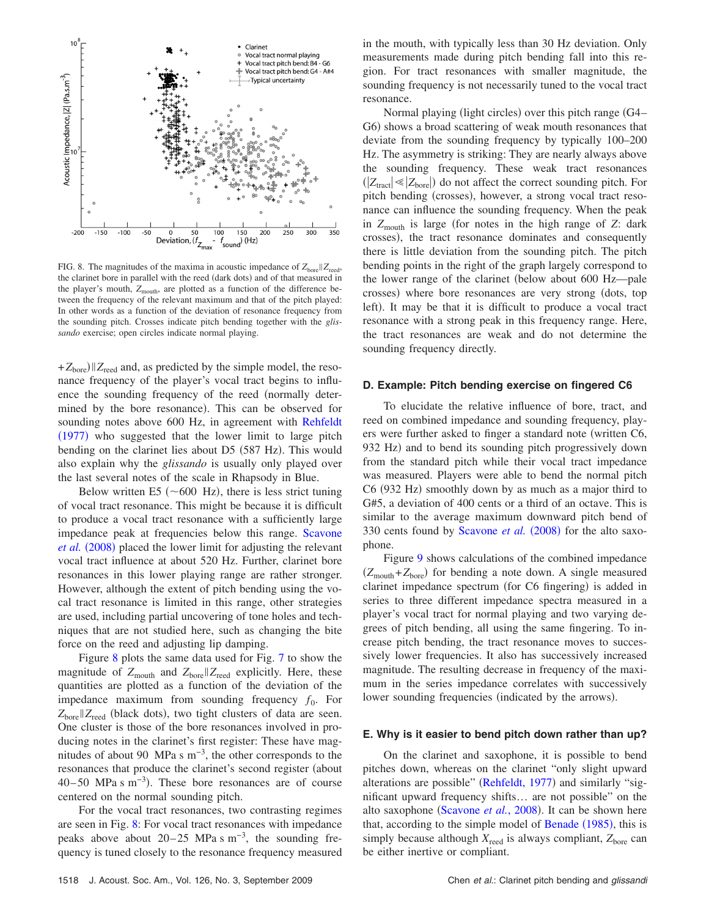FIG. 8. The magnitudes of the maxima in acoustic impedance of $Z_{bore} \| Z_{reed}$, the clarinet bore in parallel with the reed (dark dots) and of that measured in the player's mouth, $Z_{mouth}$, are plotted as a function of the difference between the frequency of the relevant maximum and that of the pitch played: In other words as a function of the deviation of resonance frequency from the sounding pitch. Crosses indicate pitch bending together with the *glissando* exercise; open circles indicate normal playing.

$+Z_{bore}) \| Z_{reed}$ and, as predicted by the simple model, the resonance frequency of the player's vocal tract begins to influence the sounding frequency of the reed (normally determined by the bore resonance). This can be observed for sounding notes above 600 Hz, in agreement with Rehfeldt (1977) who suggested that the lower limit to large pitch bending on the clarinet lies about D5 (587 Hz). This would also explain why the *glissando* is usually only played over the last several notes of the scale in Rhapsody in Blue.

Below written E5 (~600 Hz), there is less strict tuning of vocal tract resonance. This might be because it is difficult to produce a vocal tract resonance with a sufficiently large impedance peak at frequencies below this range. Scavone *et al.* (2008) placed the lower limit for adjusting the relevant vocal tract influence at about 520 Hz. Further, clarinet bore resonances in this lower playing range are rather stronger. However, although the extent of pitch bending using the vocal tract resonance is limited in this range, other strategies are used, including partial uncovering of tone holes and techniques that are not studied here, such as changing the bite force on the reed and adjusting lip damping.

Figure 8 plots the same data used for Fig. 7 to show the magnitude of $Z_{mouth}$ and $Z_{bore} \| Z_{reed}$ explicitly. Here, these quantities are plotted as a function of the deviation of the impedance maximum from sounding frequency $f_0$. For $Z_{bore} \| Z_{reed}$ (black dots), two tight clusters of data are seen. One cluster is those of the bore resonances involved in producing notes in the clarinet's first register: These have magnitudes of about 90 MPa s m$^{-3}$, the other corresponds to the resonances that produce the clarinet's second register (about 40–50 MPa s m$^{-3}$). These bore resonances are of course centered on the normal sounding pitch.

For the vocal tract resonances, two contrasting regimes are seen in Fig. 8: For vocal tract resonances with impedance peaks above about 20–25 MPa s m$^{-3}$, the sounding frequency is tuned closely to the resonance frequency measured in the mouth, with typically less than 30 Hz deviation. Only measurements made during pitch bending fall into this region. For tract resonances with smaller magnitude, the sounding frequency is not necessarily tuned to the vocal tract resonance.

Normal playing (light circles) over this pitch range (G4–G6) shows a broad scattering of weak mouth resonances that deviate from the sounding frequency by typically 100–200 Hz. The asymmetry is striking: They are nearly always above the sounding frequency. These weak tract resonances ($|Z_{tract}| \ll |Z_{bore}|$) do not affect the correct sounding pitch. For pitch bending (crosses), however, a strong vocal tract resonance can influence the sounding frequency. When the peak in $Z_{mouth}$ is large (for notes in the high range of $Z$: dark crosses), the tract resonance dominates and consequently there is little deviation from the sounding pitch. The pitch bending points in the right of the graph largely correspond to the lower range of the clarinet (below about 600 Hz—pale crosses) where bore resonances are very strong (dots, top left). It may be that it is difficult to produce a vocal tract resonance with a strong peak in this frequency range. Here, the tract resonances are weak and do not determine the sounding frequency directly.

### D. Example: Pitch bending exercise on fingered C6

To elucidate the relative influence of bore, tract, and reed on combined impedance and sounding frequency, players were further asked to finger a standard note (written C6, 932 Hz) and to bend its sounding pitch progressively down from the standard pitch while their vocal tract impedance was measured. Players were able to bend the normal pitch C6 (932 Hz) smoothly down by as much as a major third to G#5, a deviation of 400 cents or a third of an octave. This is similar to the average maximum downward pitch bend of 330 cents found by Scavone *et al.* (2008) for the alto saxophone.

Figure 9 shows calculations of the combined impedance ($Z_{mouth}+Z_{bore}$) for bending a note down. A single measured clarinet impedance spectrum (for C6 fingering) is added in series to three different impedance spectra measured in a player's vocal tract for normal playing and two varying degrees of pitch bending, all using the same fingering. To increase pitch bending, the tract resonance moves to successively lower frequencies. It also has successively increased magnitude. The resulting decrease in frequency of the maximum in the series impedance correlates with successively lower sounding frequencies (indicated by the arrows).

### E. Why is it easier to bend pitch down rather than up?

On the clarinet and saxophone, it is possible to bend pitches down, whereas on the clarinet "only slight upward alterations are possible" (Rehfeldt, 1977) and similarly "significant upward frequency shifts… are not possible" on the alto saxophone (Scavone *et al.*, 2008). It can be shown here that, according to the simple model of Benade (1985), this is simply because although $X_{reed}$ is always compliant, $Z_{bore}$ can be either inertive or compliant.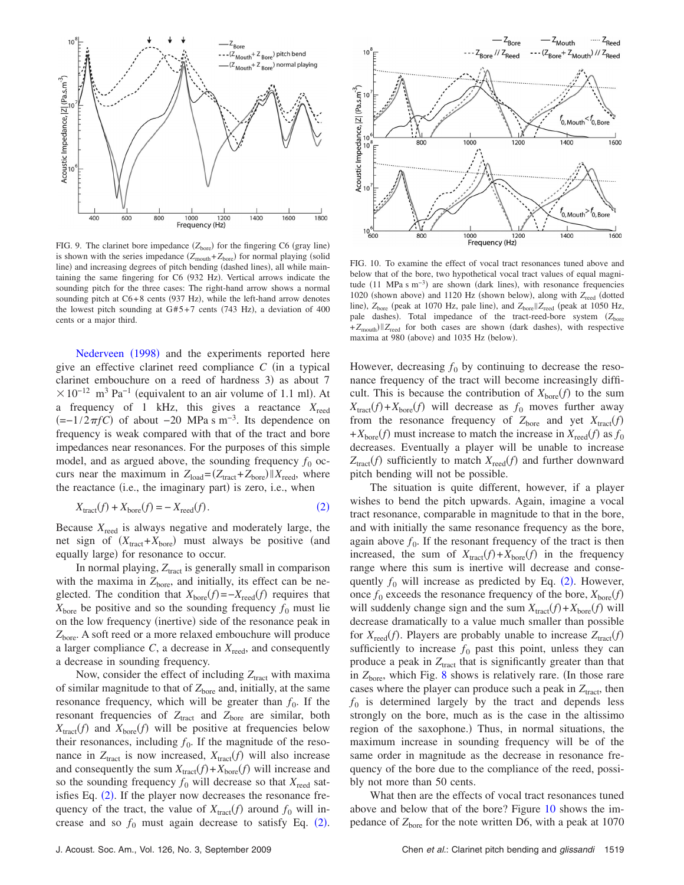FIG. 9. The clarinet bore impedance ($Z_{\text{bore}}$) for the fingering C6 (gray line) is shown with the series impedance ($Z_{\text{mouth}}+Z_{\text{bore}}$) for normal playing (solid line) and increasing degrees of pitch bending (dashed lines), all while maintaining the same fingering for C6 (932 Hz). Vertical arrows indicate the sounding pitch for the three cases: The right-hand arrow shows a normal sounding pitch at C6+8 cents (937 Hz), while the left-hand arrow denotes the lowest pitch sounding at G#5+7 cents (743 Hz), a deviation of 400 cents or a major third.

FIG. 10. To examine the effect of vocal tract resonances tuned above and below that of the bore, two hypothetical vocal tract values of equal magnitude (11 MPa s m$^{-3}$) are shown (dark lines), with resonance frequencies 1020 (shown above) and 1120 Hz (shown below), along with $Z_{\text{reed}}$ (dotted line), $Z_{\text{bore}}$ (peak at 1070 Hz, pale line), and $Z_{\text{bore}} \| Z_{\text{reed}}$ (peak at 1050 Hz, pale dashes). Total impedance of the tract-reed-bore system ($Z_{\text{bore}}+Z_{\text{mouth}}) \| Z_{\text{reed}}$ for both cases are shown (dark dashes), with respective maxima at 980 (above) and 1035 Hz (below).

Nederveen (1998) and the experiments reported here give an effective clarinet reed compliance $C$ (in a typical clarinet embouchure on a reed of hardness 3) as about $7 \times 10^{-12}$ m$^3$ Pa$^{-1}$ (equivalent to an air volume of 1.1 ml). At a frequency of 1 kHz, this gives a reactance $X_{\text{reed}}$ ($=-1/2\pi fC$) of about $-20$ MPa s m$^{-3}$. Its dependence on frequency is weak compared with that of the tract and bore impedances near resonances. For the purposes of this simple model, and as argued above, the sounding frequency $f_0$ occurs near the maximum in $Z_{\text{load}}=(Z_{\text{tract}}+Z_{\text{bore}})\|X_{\text{reed}}$, where the reactance (i.e., the imaginary part) is zero, i.e., when

$$X_{\text{tract}}(f) + X_{\text{bore}}(f) = -X_{\text{reed}}(f). \tag{2}$$

Because $X_{\text{reed}}$ is always negative and moderately large, the net sign of ($X_{\text{tract}}+X_{\text{bore}}$) must always be positive (and equally large) for resonance to occur.

In normal playing, $Z_{\text{tract}}$ is generally small in comparison with the maxima in $Z_{\text{bore}}$, and initially, its effect can be neglected. The condition that $X_{\text{bore}}(f)=-X_{\text{reed}}(f)$ requires that $X_{\text{bore}}$ be positive and so the sounding frequency $f_0$ must lie on the low frequency (inertive) side of the resonance peak in $Z_{\text{bore}}$. A soft reed or a more relaxed embouchure will produce a larger compliance $C$, a decrease in $X_{\text{reed}}$, and consequently a decrease in sounding frequency.

Now, consider the effect of including $Z_{\text{tract}}$ with maxima of similar magnitude to that of $Z_{\text{bore}}$ and, initially, at the same resonance frequency, which will be greater than $f_0$. If the resonant frequencies of $Z_{\text{tract}}$ and $Z_{\text{bore}}$ are similar, both $X_{\text{tract}}(f)$ and $X_{\text{bore}}(f)$ will be positive at frequencies below their resonances, including $f_0$. If the magnitude of the resonance in $Z_{\text{tract}}$ is now increased, $X_{\text{tract}}(f)$ will also increase and consequently the sum $X_{\text{tract}}(f)+X_{\text{bore}}(f)$ will increase and so the sounding frequency $f_0$ will decrease so that $X_{\text{reed}}$ satisfies Eq. (2). If the player now decreases the resonance frequency of the tract, the value of $X_{\text{tract}}(f)$ around $f_0$ will increase and so $f_0$ must again decrease to satisfy Eq. (2). However, decreasing $f_0$ by continuing to decrease the resonance frequency of the tract will become increasingly difficult. This is because the contribution of $X_{\text{bore}}(f)$ to the sum $X_{\text{tract}}(f)+X_{\text{bore}}(f)$ will decrease as $f_0$ moves further away from the resonance frequency of $Z_{\text{bore}}$ and yet $X_{\text{tract}}(f)+X_{\text{bore}}(f)$ must increase to match the increase in $X_{\text{reed}}(f)$ as $f_0$ decreases. Eventually a player will be unable to increase $Z_{\text{tract}}(f)$ sufficiently to match $X_{\text{reed}}(f)$ and further downward pitch bending will not be possible.

The situation is quite different, however, if a player wishes to bend the pitch upwards. Again, imagine a vocal tract resonance, comparable in magnitude to that in the bore, and with initially the same resonance frequency as the bore, again above $f_0$. If the resonant frequency of the tract is then increased, the sum of $X_{\text{tract}}(f)+X_{\text{bore}}(f)$ in the frequency range where this sum is inertive will decrease and consequently $f_0$ will increase as predicted by Eq. (2). However, once $f_0$ exceeds the resonance frequency of the bore, $X_{\text{bore}}(f)$ will suddenly change sign and the sum $X_{\text{tract}}(f)+X_{\text{bore}}(f)$ will decrease dramatically to a value much smaller than possible for $X_{\text{reed}}(f)$. Players are probably unable to increase $Z_{\text{tract}}(f)$ sufficiently to increase $f_0$ past this point, unless they can produce a peak in $Z_{\text{tract}}$ that is significantly greater than that in $Z_{\text{bore}}$, which Fig. 8 shows is relatively rare. (In those rare cases where the player can produce such a peak in $Z_{\text{tract}}$, then $f_0$ is determined largely by the tract and depends less strongly on the bore, much as is the case in the altissimo region of the saxophone.) Thus, in normal situations, the maximum increase in sounding frequency will be of the same order in magnitude as the decrease in resonance frequency of the bore due to the compliance of the reed, possibly not more than 50 cents.

What then are the effects of vocal tract resonances tuned above and below that of the bore? Figure 10 shows the impedance of $Z_{\text{bore}}$ for the note written D6, with a peak at 1070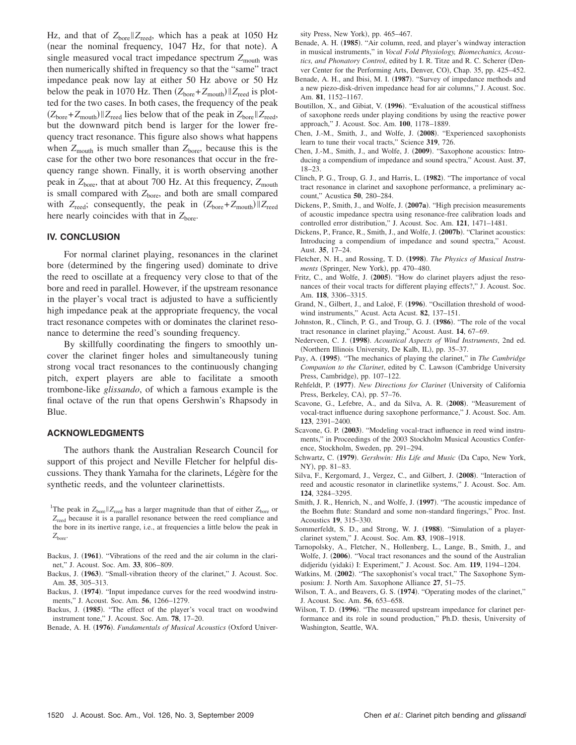Hz, and that of $Z_{bore} \| Z_{reed}$, which has a peak at 1050 Hz (near the nominal frequency, 1047 Hz, for that note). A single measured vocal tract impedance spectrum $Z_{mouth}$ was then numerically shifted in frequency so that the "same" tract impedance peak now lay at either 50 Hz above or 50 Hz below the peak in 1070 Hz. Then $(Z_{bore}+Z_{mouth}) \| Z_{reed}$ is plotted for the two cases. In both cases, the frequency of the peak $(Z_{bore}+Z_{mouth}) \| Z_{reed}$ lies below that of the peak in $Z_{bore} \| Z_{reed}$, but the downward pitch bend is larger for the lower frequency tract resonance. This figure also shows what happens when $Z_{mouth}$ is much smaller than $Z_{bore}$, because this is the case for the other two bore resonances that occur in the frequency range shown. Finally, it is worth observing another peak in $Z_{bore}$, that at about 700 Hz. At this frequency, $Z_{mouth}$ is small compared with $Z_{bore}$, and both are small compared with $Z_{reed}$; consequently, the peak in $(Z_{bore}+Z_{mouth}) \| Z_{reed}$ here nearly coincides with that in $Z_{bore}$.

## IV. CONCLUSION

For normal clarinet playing, resonances in the clarinet bore (determined by the fingering used) dominate to drive the reed to oscillate at a frequency very close to that of the bore and reed in parallel. However, if the upstream resonance in the player's vocal tract is adjusted to have a sufficiently high impedance peak at the appropriate frequency, the vocal tract resonance competes with or dominates the clarinet resonance to determine the reed's sounding frequency.

By skillfully coordinating the fingers to smoothly uncover the clarinet finger holes and simultaneously tuning strong vocal tract resonances to the continuously changing pitch, expert players are able to facilitate a smooth trombone-like *glissando*, of which a famous example is the final octave of the run that opens Gershwin's Rhapsody in Blue.

## ACKNOWLEDGMENTS

The authors thank the Australian Research Council for support of this project and Neville Fletcher for helpful discussions. They thank Yamaha for the clarinets, Légère for the synthetic reeds, and the volunteer clarinettists.

[1]The peak in $Z_{bore} \| Z_{reed}$ has a larger magnitude than that of either $Z_{bore}$ or $Z_{reed}$ because it is a parallel resonance between the reed compliance and the bore in its inertive range, i.e., at frequencies a little below the peak in $Z_{bore}$.

Backus, J. (**1961**). "Vibrations of the reed and the air column in the clarinet," J. Acoust. Soc. Am. **33**, 806–809.

Backus, J. (**1963**). "Small-vibration theory of the clarinet," J. Acoust. Soc. Am. **35**, 305–313.

Backus, J. (**1974**). "Input impedance curves for the reed woodwind instruments," J. Acoust. Soc. Am. **56**, 1266–1279.

Backus, J. (**1985**). "The effect of the player's vocal tract on woodwind instrument tone," J. Acoust. Soc. Am. **78**, 17–20.

Benade, A. H. (**1976**). *Fundamentals of Musical Acoustics* (Oxford University Press, New York), pp. 465–467.

Benade, A. H. (**1985**). "Air column, reed, and player's windway interaction in musical instruments," in *Vocal Fold Physiology, Biomechanics, Acoustics, and Phonatory Control*, edited by I. R. Titze and R. C. Scherer (Denver Center for the Performing Arts, Denver, CO), Chap. 35, pp. 425–452.

Benade, A. H., and Ibisi, M. I. (**1987**). "Survey of impedance methods and a new piezo-disk-driven impedance head for air columns," J. Acoust. Soc. Am. **81**, 1152–1167.

Boutillon, X., and Gibiat, V. (**1996**). "Evaluation of the acoustical stiffness of saxophone reeds under playing conditions by using the reactive power approach," J. Acoust. Soc. Am. **100**, 1178–1889.

Chen, J.-M., Smith, J., and Wolfe, J. (**2008**). "Experienced saxophonists learn to tune their vocal tracts," Science **319**, 726.

Chen, J.-M., Smith, J., and Wolfe, J. (**2009**). "Saxophone acoustics: Introducing a compendium of impedance and sound spectra," Acoust. Aust. **37**, 18–23.

Clinch, P. G., Troup, G. J., and Harris, L. (**1982**). "The importance of vocal tract resonance in clarinet and saxophone performance, a preliminary account," Acustica **50**, 280–284.

Dickens, P., Smith, J., and Wolfe, J. (**2007a**). "High precision measurements of acoustic impedance spectra using resonance-free calibration loads and controlled error distribution," J. Acoust. Soc. Am. **121**, 1471–1481.

Dickens, P., France, R., Smith, J., and Wolfe, J. (**2007b**). "Clarinet acoustics: Introducing a compendium of impedance and sound spectra," Acoust. Aust. **35**, 17–24.

Fletcher, N. H., and Rossing, T. D. (**1998**). *The Physics of Musical Instruments* (Springer, New York), pp. 470–480.

Fritz, C., and Wolfe, J. (**2005**). "How do clarinet players adjust the resonances of their vocal tracts for different playing effects?," J. Acoust. Soc. Am. **118**, 3306–3315.

Grand, N., Gilbert, J., and Laloë, F. (**1996**). "Oscillation threshold of woodwind instruments," Acust. Acta Acust. **82**, 137–151.

Johnston, R., Clinch, P. G., and Troup, G. J. (**1986**). "The role of the vocal tract resonance in clarinet playing," Acoust. Aust. **14**, 67–69.

Nederveen, C. J. (**1998**). *Acoustical Aspects of Wind Instruments*, 2nd ed. (Northern Illinois University, De Kalb, IL), pp. 35–37.

Pay, A. (**1995**). "The mechanics of playing the clarinet," in *The Cambridge Companion to the Clarinet*, edited by C. Lawson (Cambridge University Press, Cambridge), pp. 107–122.

Rehfeldt, P. (**1977**). *New Directions for Clarinet* (University of California Press, Berkeley, CA), pp. 57–76.

Scavone, G., Lefebre, A., and da Silva, A. R. (**2008**). "Measurement of vocal-tract influence during saxophone performance," J. Acoust. Soc. Am. **123**, 2391–2400.

Scavone, G. P. (**2003**). "Modeling vocal-tract influence in reed wind instruments," in Proceedings of the 2003 Stockholm Musical Acoustics Conference, Stockholm, Sweden, pp. 291–294.

Schwartz, C. (**1979**). *Gershwin: His Life and Music* (Da Capo, New York, NY), pp. 81–83.

Silva, F., Kergomard, J., Vergez, C., and Gilbert, J. (**2008**). "Interaction of reed and acoustic resonator in clarinetlike systems," J. Acoust. Soc. Am. **124**, 3284–3295.

Smith, J. R., Henrich, N., and Wolfe, J. (**1997**). "The acoustic impedance of the Boehm flute: Standard and some non-standard fingerings," Proc. Inst. Acoustics **19**, 315–330.

Sommerfeldt, S. D., and Strong, W. J. (**1988**). "Simulation of a player-clarinet system," J. Acoust. Soc. Am. **83**, 1908–1918.

Tarnopolsky, A., Fletcher, N., Hollenberg, L., Lange, B., Smith, J., and Wolfe, J. (**2006**). "Vocal tract resonances and the sound of the Australian didjeridu (yidaki) I: Experiment," J. Acoust. Soc. Am. **119**, 1194–1204.

Watkins, M. (**2002**). "The saxophonist's vocal tract," The Saxophone Symposium: J. North Am. Saxophone Alliance **27**, 51–75.

Wilson, T. A., and Beavers, G. S. (**1974**). "Operating modes of the clarinet," J. Acoust. Soc. Am. **56**, 653–658.

Wilson, T. D. (**1996**). "The measured upstream impedance for clarinet performance and its role in sound production," Ph.D. thesis, University of Washington, Seattle, WA.